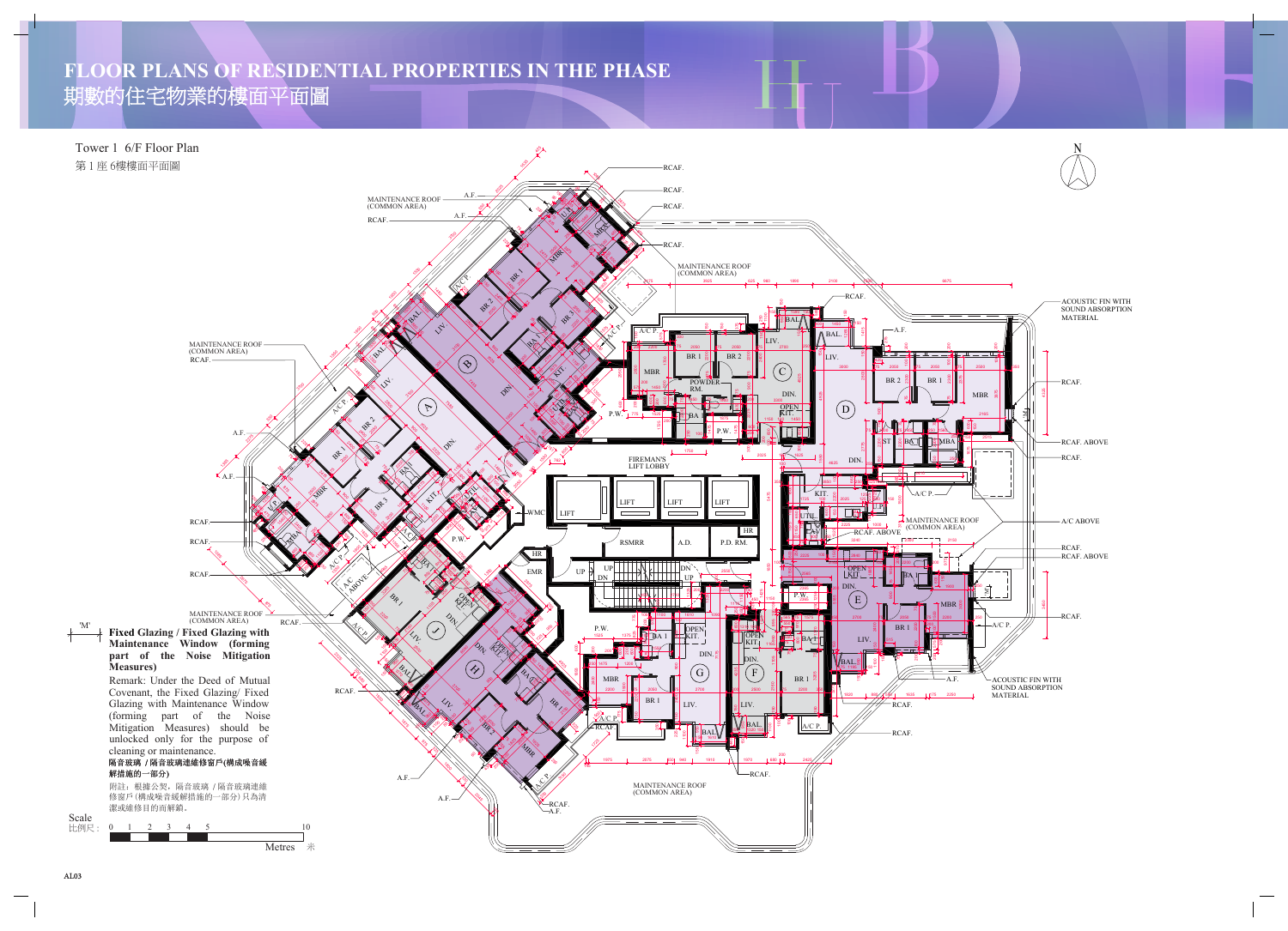# FLOOR PLANS OF RESIDENTIAL PROPERTIES IN THE PHASE
# 期數的住宅物業的樓面平面圖

## Tower 1 6/F Floor Plan
## 第1座6樓樓面平面圖

'M'

**Fixed Glazing / Fixed Glazing with Maintenance Window (forming part of the Noise Mitigation Measures)**

Remark: Under the Deed of Mutual Covenant, the Fixed Glazing/ Fixed Glazing with Maintenance Window (forming part of the Noise Mitigation Measures) should be unlocked only for the purpose of cleaning or maintenance.

**隔音玻璃 / 隔音玻璃連維修窗戶(構成噪音緩解措施的一部分)**

附註：根據公契，隔音玻璃 / 隔音玻璃連維修窗戶(構成噪音緩解措施的一部分)只為清潔或維修目的而解鎖。

Scale
比例尺：0 1 2 3 4 5 10
Metres 米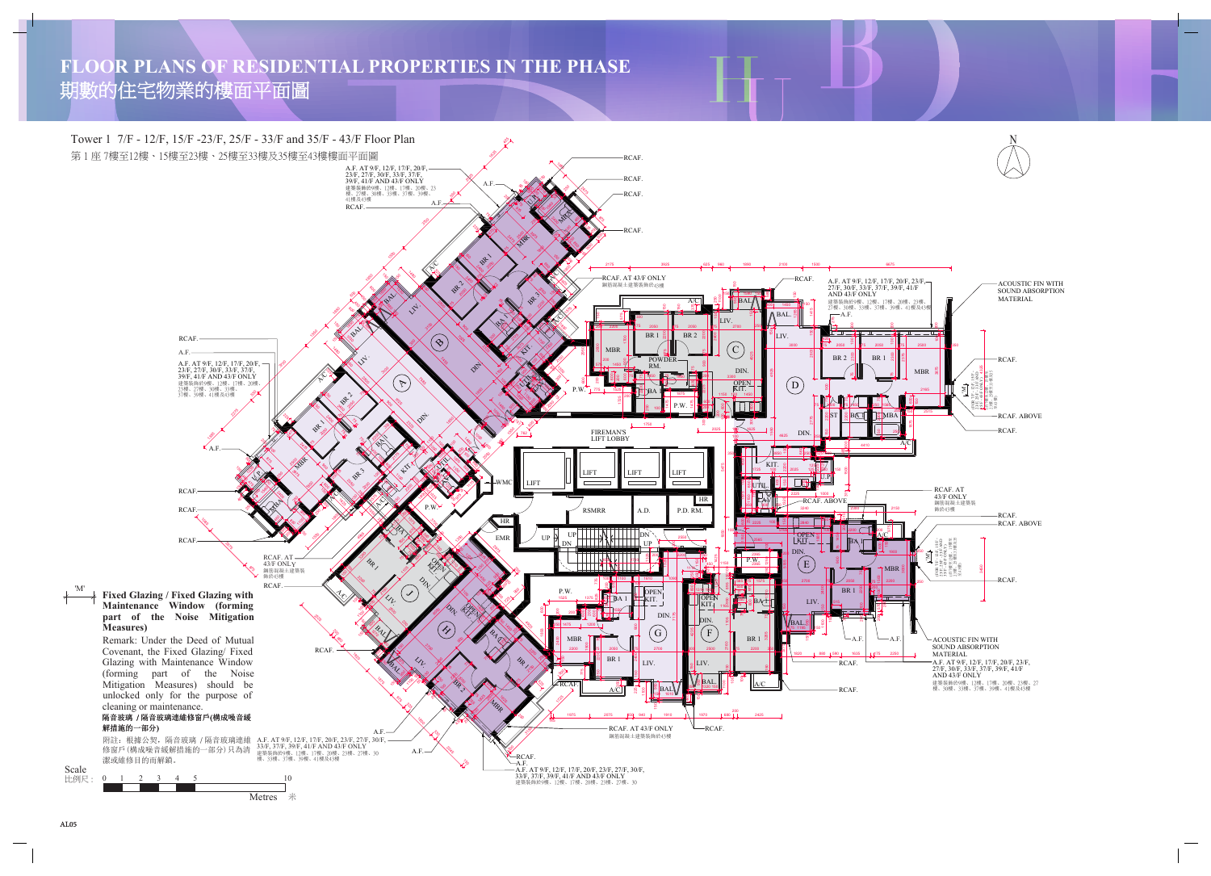# FLOOR PLANS OF RESIDENTIAL PROPERTIES IN THE PHASE
# 期數的住宅物業的樓面平面圖

## Tower 1 7/F - 12/F, 15/F -23/F, 25/F - 33/F and 35/F - 43/F Floor Plan
## 第1座7樓至12樓、15樓至23樓、25樓至33樓及35樓至43樓樓面平面圖

'M'

**Fixed Glazing / Fixed Glazing with Maintenance Window (forming part of the Noise Mitigation Measures)**

Remark: Under the Deed of Mutual Covenant, the Fixed Glazing/ Fixed Glazing with Maintenance Window (forming part of the Noise Mitigation Measures) should be unlocked only for the purpose of cleaning or maintenance.

**隔音玻璃 / 隔音玻璃連維修窗戶(構成噪音緩解措施的一部分)**

附註：根據公契，隔音玻璃 / 隔音玻璃連維修窗戶(構成噪音緩解措施的一部分)只為清潔或維修目的而解鎖。

A.F. AT 9/F, 12/F, 17/F, 20/F, 23/F, 27/F, 30/F, 33/F, 37/F, 39/F, 41/F AND 43/F ONLY
建築裝飾於9樓、12樓、17樓、20樓、23樓、27樓、30樓、33樓、37樓、39樓、41樓及43樓

RCAF. AT 43/F ONLY
鋼筋混凝土建築裝飾於43樓

ACOUSTIC FIN WITH SOUND ABSORPTION MATERIAL

Scale
比例尺：0 1 2 3 4 5 10 Metres 米

AL05